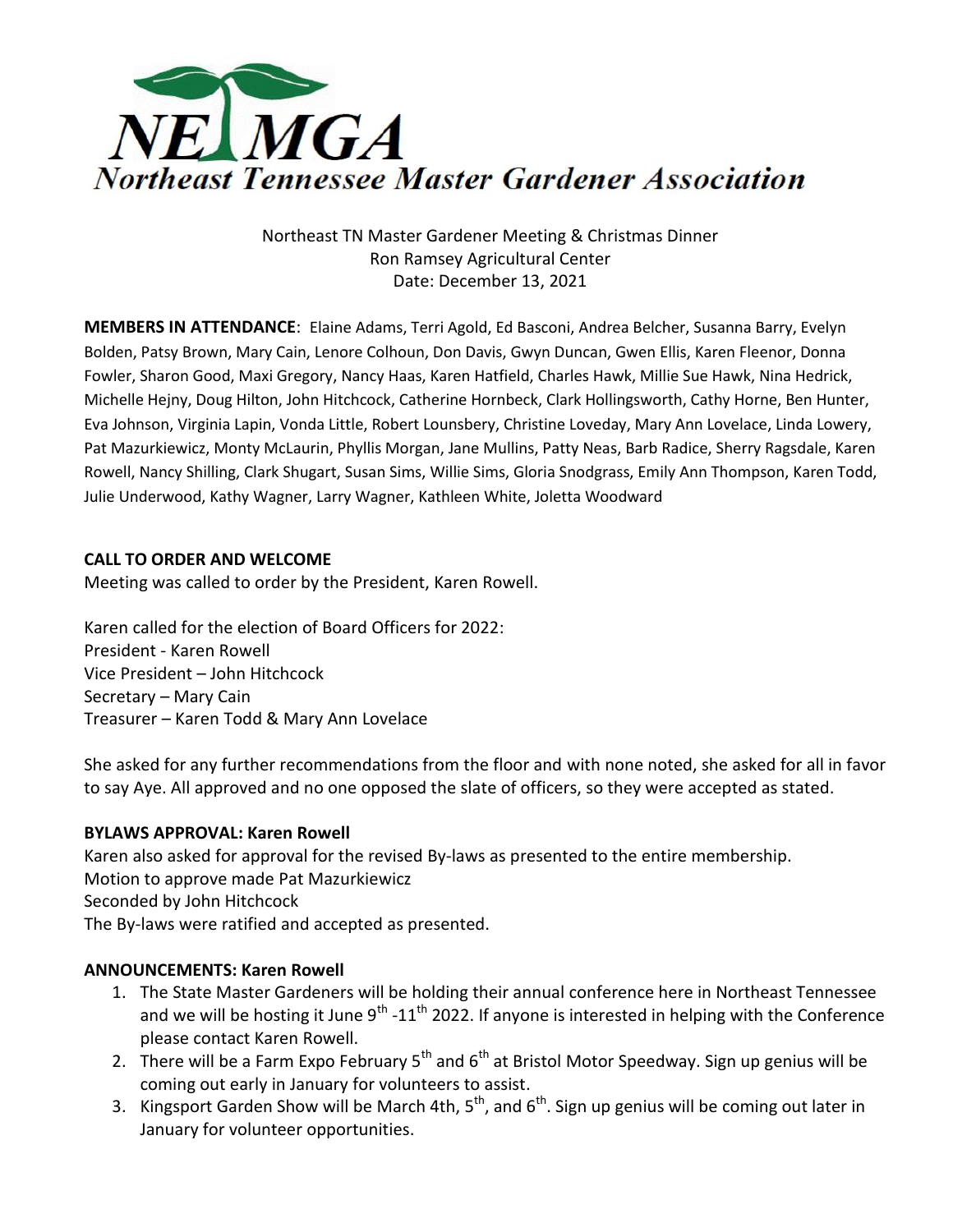# NETMGA
## Northeast Tennessee Master Gardener Association

Northeast TN Master Gardener Meeting & Christmas Dinner
Ron Ramsey Agricultural Center
Date: December 13, 2021

**MEMBERS IN ATTENDANCE**: Elaine Adams, Terri Agold, Ed Basconi, Andrea Belcher, Susanna Barry, Evelyn Bolden, Patsy Brown, Mary Cain, Lenore Colhoun, Don Davis, Gwyn Duncan, Gwen Ellis, Karen Fleenor, Donna Fowler, Sharon Good, Maxi Gregory, Nancy Haas, Karen Hatfield, Charles Hawk, Millie Sue Hawk, Nina Hedrick, Michelle Hejny, Doug Hilton, John Hitchcock, Catherine Hornbeck, Clark Hollingsworth, Cathy Horne, Ben Hunter, Eva Johnson, Virginia Lapin, Vonda Little, Robert Lounsbery, Christine Loveday, Mary Ann Lovelace, Linda Lowery, Pat Mazurkiewicz, Monty McLaurin, Phyllis Morgan, Jane Mullins, Patty Neas, Barb Radice, Sherry Ragsdale, Karen Rowell, Nancy Shilling, Clark Shugart, Susan Sims, Willie Sims, Gloria Snodgrass, Emily Ann Thompson, Karen Todd, Julie Underwood, Kathy Wagner, Larry Wagner, Kathleen White, Joletta Woodward

**CALL TO ORDER AND WELCOME**
Meeting was called to order by the President, Karen Rowell.

Karen called for the election of Board Officers for 2022:
President - Karen Rowell
Vice President – John Hitchcock
Secretary – Mary Cain
Treasurer – Karen Todd & Mary Ann Lovelace

She asked for any further recommendations from the floor and with none noted, she asked for all in favor to say Aye. All approved and no one opposed the slate of officers, so they were accepted as stated.

**BYLAWS APPROVAL: Karen Rowell**
Karen also asked for approval for the revised By-laws as presented to the entire membership.
Motion to approve made Pat Mazurkiewicz
Seconded by John Hitchcock
The By-laws were ratified and accepted as presented.

**ANNOUNCEMENTS: Karen Rowell**

1. The State Master Gardeners will be holding their annual conference here in Northeast Tennessee and we will be hosting it June 9th -11th 2022. If anyone is interested in helping with the Conference please contact Karen Rowell.
2. There will be a Farm Expo February 5th and 6th at Bristol Motor Speedway. Sign up genius will be coming out early in January for volunteers to assist.
3. Kingsport Garden Show will be March 4th, 5th, and 6th. Sign up genius will be coming out later in January for volunteer opportunities.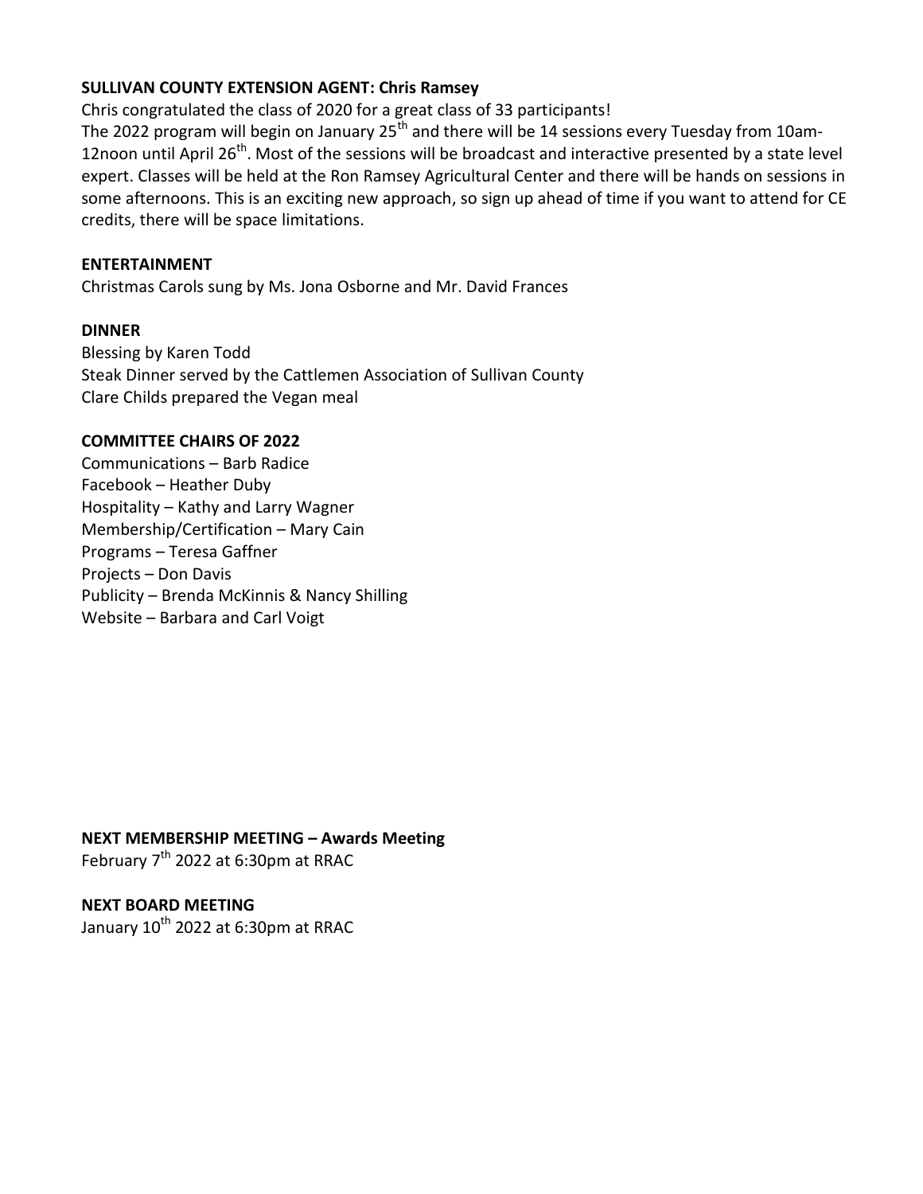**SULLIVAN COUNTY EXTENSION AGENT: Chris Ramsey**

Chris congratulated the class of 2020 for a great class of 33 participants!

The 2022 program will begin on January 25th and there will be 14 sessions every Tuesday from 10am-12noon until April 26th. Most of the sessions will be broadcast and interactive presented by a state level expert. Classes will be held at the Ron Ramsey Agricultural Center and there will be hands on sessions in some afternoons. This is an exciting new approach, so sign up ahead of time if you want to attend for CE credits, there will be space limitations.

**ENTERTAINMENT**

Christmas Carols sung by Ms. Jona Osborne and Mr. David Frances

**DINNER**

Blessing by Karen Todd
Steak Dinner served by the Cattlemen Association of Sullivan County
Clare Childs prepared the Vegan meal

**COMMITTEE CHAIRS OF 2022**

Communications – Barb Radice
Facebook – Heather Duby
Hospitality – Kathy and Larry Wagner
Membership/Certification – Mary Cain
Programs – Teresa Gaffner
Projects – Don Davis
Publicity – Brenda McKinnis & Nancy Shilling
Website – Barbara and Carl Voigt

**NEXT MEMBERSHIP MEETING – Awards Meeting**

February 7th 2022 at 6:30pm at RRAC

**NEXT BOARD MEETING**

January 10th 2022 at 6:30pm at RRAC